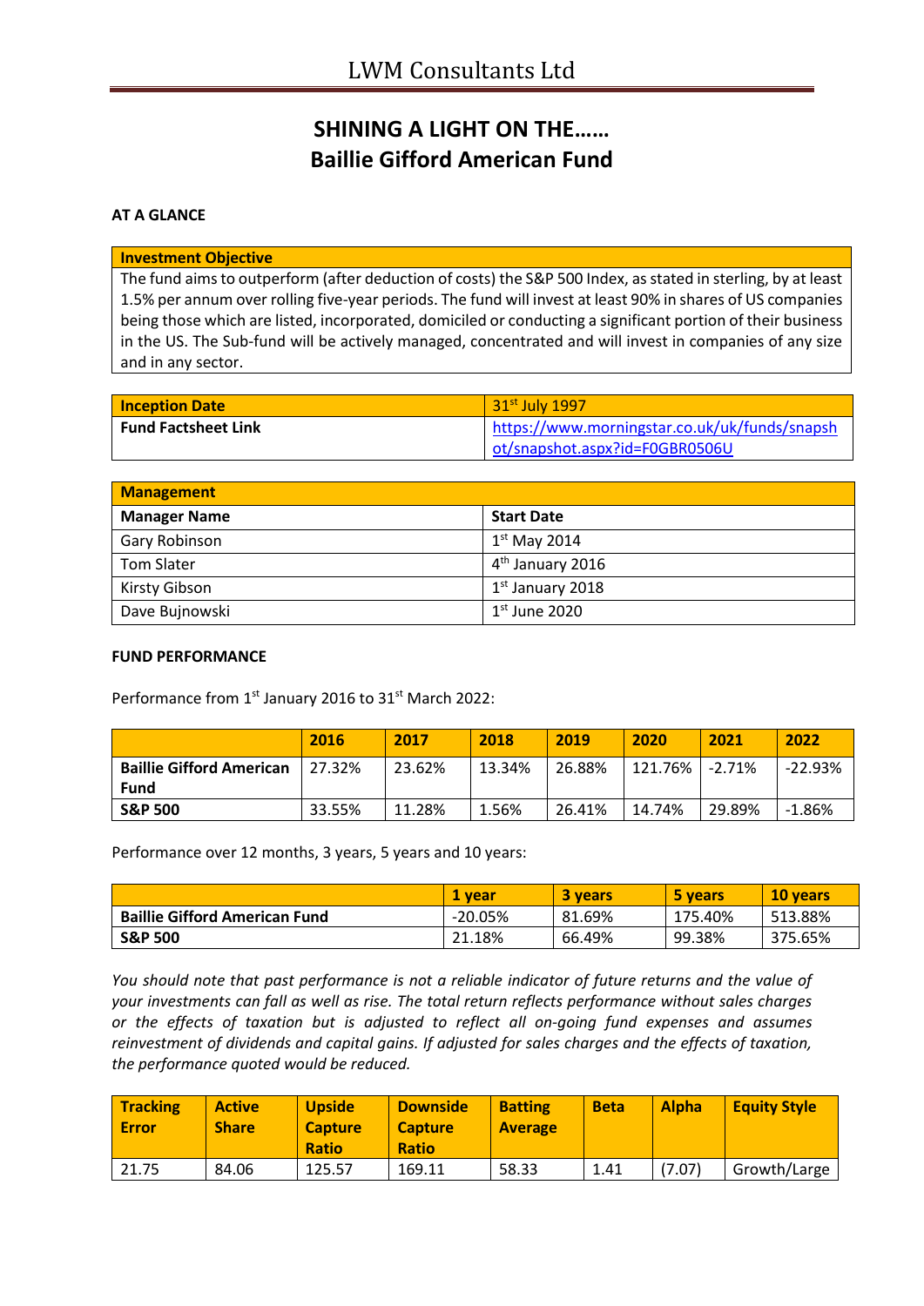# LWM Consultants Ltd

## SHINING A LIGHT ON THE……
## Baillie Gifford American Fund

**AT A GLANCE**

| Investment Objective |
|---|
| The fund aims to outperform (after deduction of costs) the S&P 500 Index, as stated in sterling, by at least 1.5% per annum over rolling five-year periods. The fund will invest at least 90% in shares of US companies being those which are listed, incorporated, domiciled or conducting a significant portion of their business in the US. The Sub-fund will be actively managed, concentrated and will invest in companies of any size and in any sector. |

| Inception Date | 31st July 1997 |
|---|---|
| **Fund Factsheet Link** | [https://www.morningstar.co.uk/uk/funds/snapshot/snapshot.aspx?id=F0GBR0506U](https://www.morningstar.co.uk/uk/funds/snapshot/snapshot.aspx?id=F0GBR0506U) |

| Management | |
|---|---|
| **Manager Name** | **Start Date** |
| Gary Robinson | 1st May 2014 |
| Tom Slater | 4th January 2016 |
| Kirsty Gibson | 1st January 2018 |
| Dave Bujnowski | 1st June 2020 |

**FUND PERFORMANCE**

Performance from 1st January 2016 to 31st March 2022:

| | 2016 | 2017 | 2018 | 2019 | 2020 | 2021 | 2022 |
|---|---|---|---|---|---|---|---|
| **Baillie Gifford American Fund** | 27.32% | 23.62% | 13.34% | 26.88% | 121.76% | -2.71% | -22.93% |
| **S&P 500** | 33.55% | 11.28% | 1.56% | 26.41% | 14.74% | 29.89% | -1.86% |

Performance over 12 months, 3 years, 5 years and 10 years:

| | 1 year | 3 years | 5 years | 10 years |
|---|---|---|---|---|
| **Baillie Gifford American Fund** | -20.05% | 81.69% | 175.40% | 513.88% |
| **S&P 500** | 21.18% | 66.49% | 99.38% | 375.65% |

*You should note that past performance is not a reliable indicator of future returns and the value of your investments can fall as well as rise. The total return reflects performance without sales charges or the effects of taxation but is adjusted to reflect all on-going fund expenses and assumes reinvestment of dividends and capital gains. If adjusted for sales charges and the effects of taxation, the performance quoted would be reduced.*

| Tracking Error | Active Share | Upside Capture Ratio | Downside Capture Ratio | Batting Average | Beta | Alpha | Equity Style |
|---|---|---|---|---|---|---|---|
| 21.75 | 84.06 | 125.57 | 169.11 | 58.33 | 1.41 | (7.07) | Growth/Large |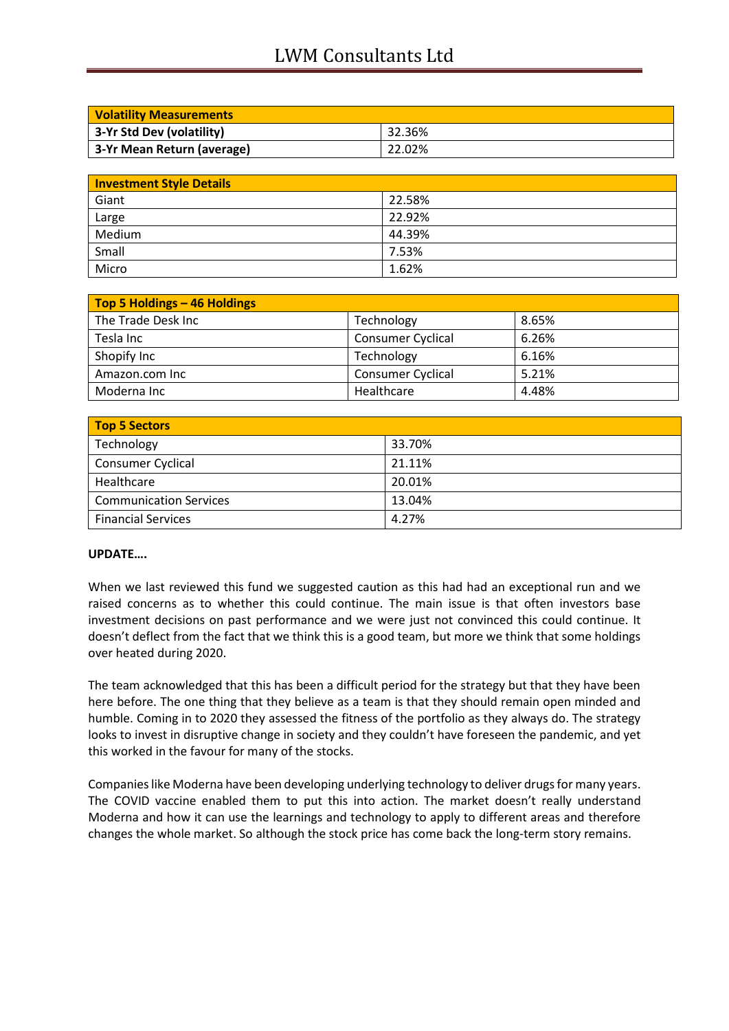| Volatility Measurements | |
|---|---|
| 3-Yr Std Dev (volatility) | 32.36% |
| 3-Yr Mean Return (average) | 22.02% |

| Investment Style Details | |
|---|---|
| Giant | 22.58% |
| Large | 22.92% |
| Medium | 44.39% |
| Small | 7.53% |
| Micro | 1.62% |

| Top 5 Holdings – 46 Holdings | | |
|---|---|---|
| The Trade Desk Inc | Technology | 8.65% |
| Tesla Inc | Consumer Cyclical | 6.26% |
| Shopify Inc | Technology | 6.16% |
| Amazon.com Inc | Consumer Cyclical | 5.21% |
| Moderna Inc | Healthcare | 4.48% |

| Top 5 Sectors | |
|---|---|
| Technology | 33.70% |
| Consumer Cyclical | 21.11% |
| Healthcare | 20.01% |
| Communication Services | 13.04% |
| Financial Services | 4.27% |

**UPDATE….**

When we last reviewed this fund we suggested caution as this had had an exceptional run and we raised concerns as to whether this could continue. The main issue is that often investors base investment decisions on past performance and we were just not convinced this could continue. It doesn't deflect from the fact that we think this is a good team, but more we think that some holdings over heated during 2020.

The team acknowledged that this has been a difficult period for the strategy but that they have been here before. The one thing that they believe as a team is that they should remain open minded and humble. Coming in to 2020 they assessed the fitness of the portfolio as they always do. The strategy looks to invest in disruptive change in society and they couldn't have foreseen the pandemic, and yet this worked in the favour for many of the stocks.

Companies like Moderna have been developing underlying technology to deliver drugs for many years. The COVID vaccine enabled them to put this into action. The market doesn't really understand Moderna and how it can use the learnings and technology to apply to different areas and therefore changes the whole market. So although the stock price has come back the long-term story remains.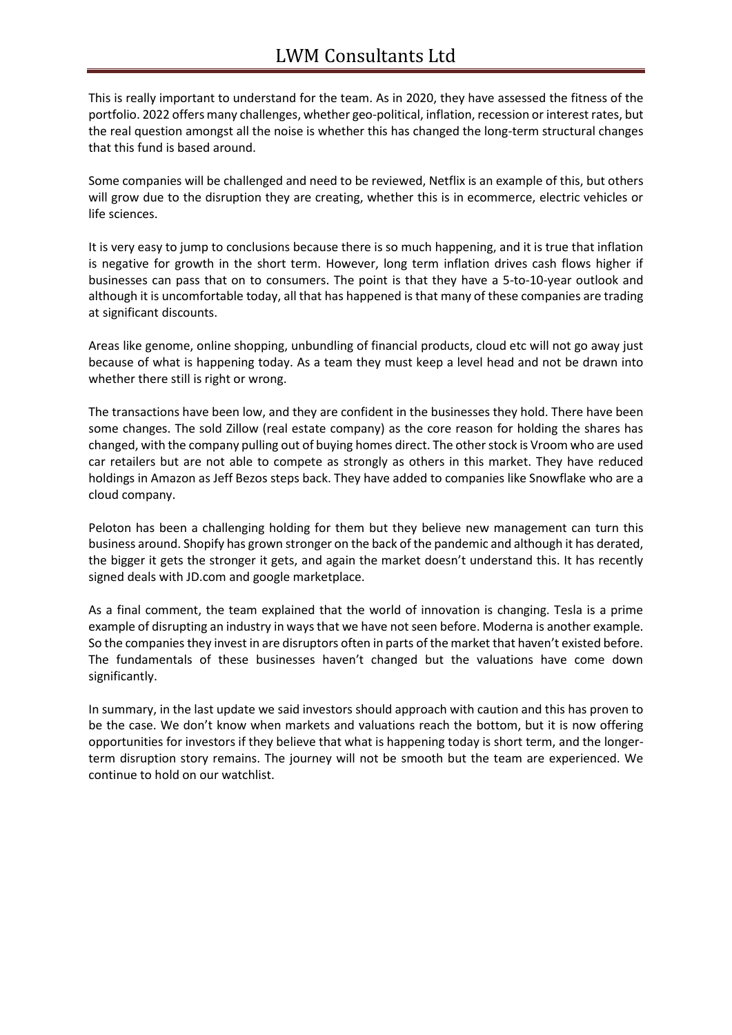This is really important to understand for the team. As in 2020, they have assessed the fitness of the portfolio. 2022 offers many challenges, whether geo-political, inflation, recession or interest rates, but the real question amongst all the noise is whether this has changed the long-term structural changes that this fund is based around.

Some companies will be challenged and need to be reviewed, Netflix is an example of this, but others will grow due to the disruption they are creating, whether this is in ecommerce, electric vehicles or life sciences.

It is very easy to jump to conclusions because there is so much happening, and it is true that inflation is negative for growth in the short term. However, long term inflation drives cash flows higher if businesses can pass that on to consumers. The point is that they have a 5-to-10-year outlook and although it is uncomfortable today, all that has happened is that many of these companies are trading at significant discounts.

Areas like genome, online shopping, unbundling of financial products, cloud etc will not go away just because of what is happening today. As a team they must keep a level head and not be drawn into whether there still is right or wrong.

The transactions have been low, and they are confident in the businesses they hold. There have been some changes. The sold Zillow (real estate company) as the core reason for holding the shares has changed, with the company pulling out of buying homes direct. The other stock is Vroom who are used car retailers but are not able to compete as strongly as others in this market. They have reduced holdings in Amazon as Jeff Bezos steps back. They have added to companies like Snowflake who are a cloud company.

Peloton has been a challenging holding for them but they believe new management can turn this business around. Shopify has grown stronger on the back of the pandemic and although it has derated, the bigger it gets the stronger it gets, and again the market doesn't understand this. It has recently signed deals with JD.com and google marketplace.

As a final comment, the team explained that the world of innovation is changing. Tesla is a prime example of disrupting an industry in ways that we have not seen before. Moderna is another example. So the companies they invest in are disruptors often in parts of the market that haven't existed before. The fundamentals of these businesses haven't changed but the valuations have come down significantly.

In summary, in the last update we said investors should approach with caution and this has proven to be the case. We don't know when markets and valuations reach the bottom, but it is now offering opportunities for investors if they believe that what is happening today is short term, and the longer-term disruption story remains. The journey will not be smooth but the team are experienced. We continue to hold on our watchlist.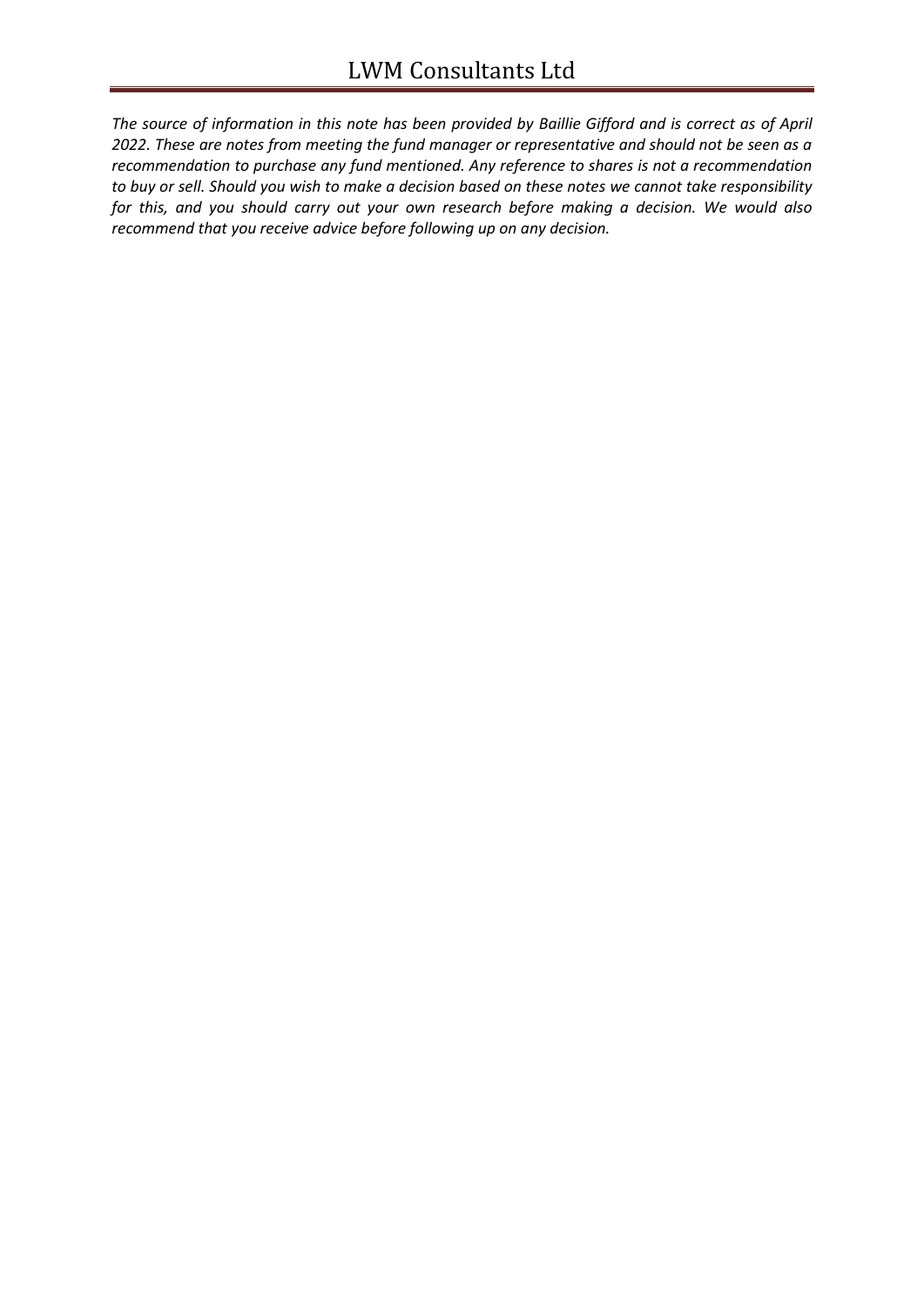*The source of information in this note has been provided by Baillie Gifford and is correct as of April 2022. These are notes from meeting the fund manager or representative and should not be seen as a recommendation to purchase any fund mentioned. Any reference to shares is not a recommendation to buy or sell. Should you wish to make a decision based on these notes we cannot take responsibility for this, and you should carry out your own research before making a decision. We would also recommend that you receive advice before following up on any decision.*